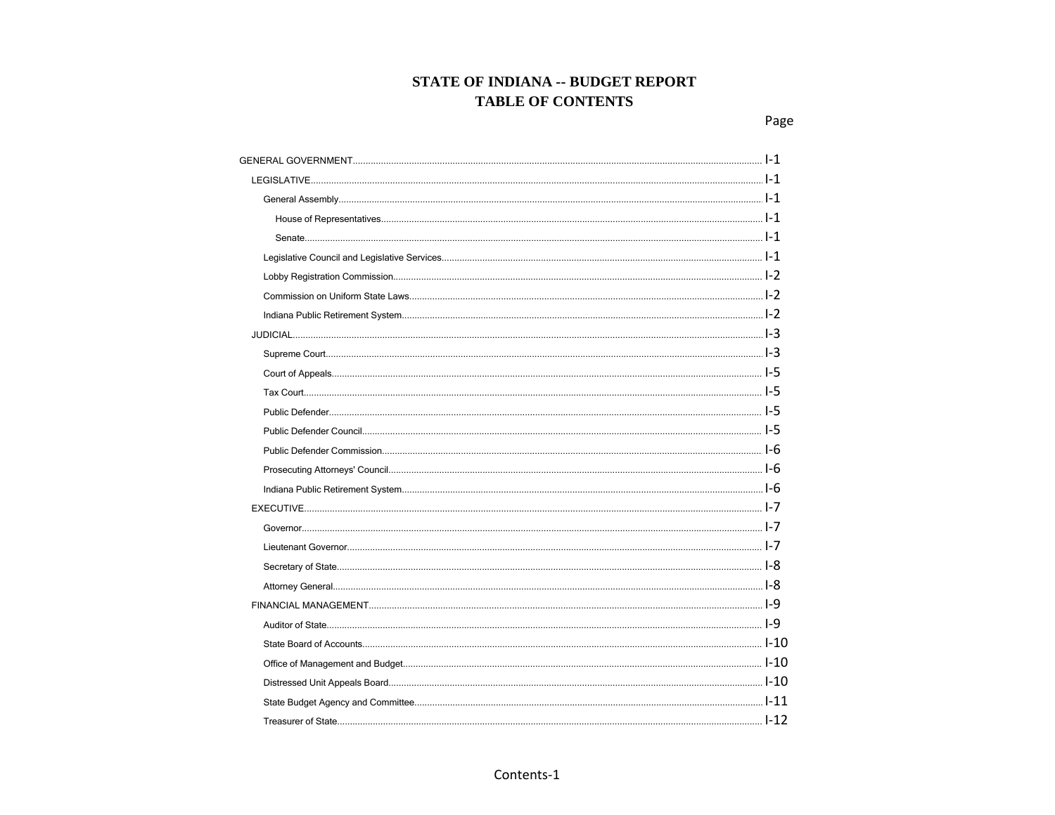# STATE OF INDIANA -- BUDGET REPORT
## TABLE OF CONTENTS

| | Page |
|---|---|
| GENERAL GOVERNMENT | I-1 |
| LEGISLATIVE | I-1 |
| General Assembly | I-1 |
| House of Representatives | I-1 |
| Senate | I-1 |
| Legislative Council and Legislative Services | I-1 |
| Lobby Registration Commission | I-2 |
| Commission on Uniform State Laws | I-2 |
| Indiana Public Retirement System | I-2 |
| JUDICIAL | I-3 |
| Supreme Court | I-3 |
| Court of Appeals | I-5 |
| Tax Court | I-5 |
| Public Defender | I-5 |
| Public Defender Council | I-5 |
| Public Defender Commission | I-6 |
| Prosecuting Attorneys' Council | I-6 |
| Indiana Public Retirement System | I-6 |
| EXECUTIVE | I-7 |
| Governor | I-7 |
| Lieutenant Governor | I-7 |
| Secretary of State | I-8 |
| Attorney General | I-8 |
| FINANCIAL MANAGEMENT | I-9 |
| Auditor of State | I-9 |
| State Board of Accounts | I-10 |
| Office of Management and Budget | I-10 |
| Distressed Unit Appeals Board | I-10 |
| State Budget Agency and Committee | I-11 |
| Treasurer of State | I-12 |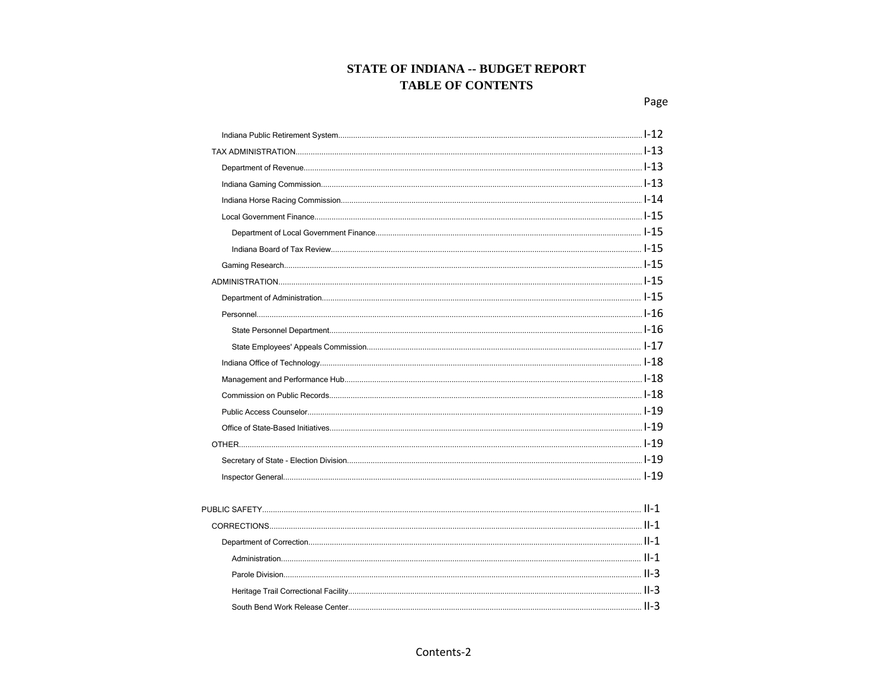# STATE OF INDIANA -- BUDGET REPORT
## TABLE OF CONTENTS

| | Page |
|---|---|
| Indiana Public Retirement System | I-12 |
| TAX ADMINISTRATION | I-13 |
| Department of Revenue | I-13 |
| Indiana Gaming Commission | I-13 |
| Indiana Horse Racing Commission | I-14 |
| Local Government Finance | I-15 |
| Department of Local Government Finance | I-15 |
| Indiana Board of Tax Review | I-15 |
| Gaming Research | I-15 |
| ADMINISTRATION | I-15 |
| Department of Administration | I-15 |
| Personnel | I-16 |
| State Personnel Department | I-16 |
| State Employees' Appeals Commission | I-17 |
| Indiana Office of Technology | I-18 |
| Management and Performance Hub | I-18 |
| Commission on Public Records | I-18 |
| Public Access Counselor | I-19 |
| Office of State-Based Initiatives | I-19 |
| OTHER | I-19 |
| Secretary of State - Election Division | I-19 |
| Inspector General | I-19 |
| PUBLIC SAFETY | II-1 |
| CORRECTIONS | II-1 |
| Department of Correction | II-1 |
| Administration | II-1 |
| Parole Division | II-3 |
| Heritage Trail Correctional Facility | II-3 |
| South Bend Work Release Center | II-3 |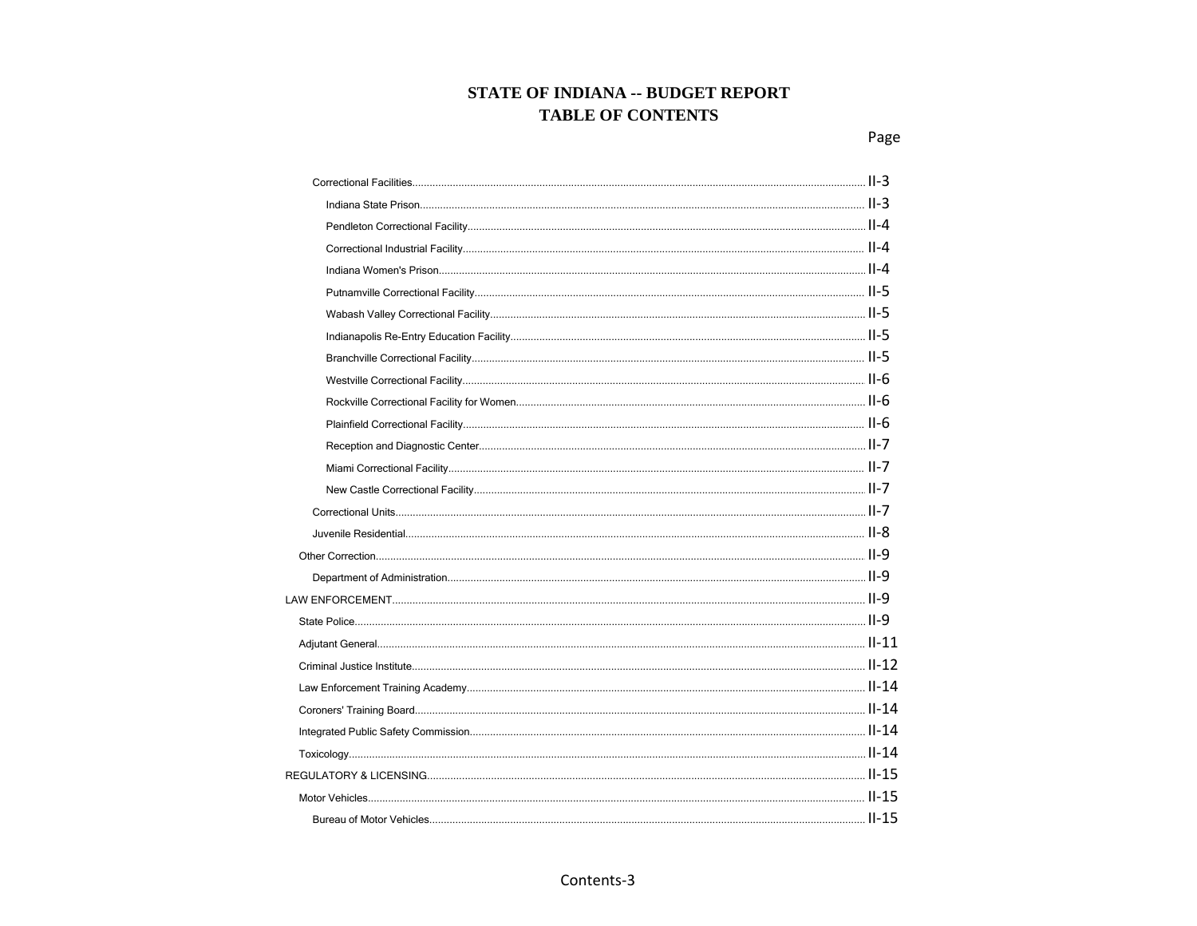# STATE OF INDIANA -- BUDGET REPORT
## TABLE OF CONTENTS

| | Page |
|---|---|
| Correctional Facilities | II-3 |
| Indiana State Prison | II-3 |
| Pendleton Correctional Facility | II-4 |
| Correctional Industrial Facility | II-4 |
| Indiana Women's Prison | II-4 |
| Putnamville Correctional Facility | II-5 |
| Wabash Valley Correctional Facility | II-5 |
| Indianapolis Re-Entry Education Facility | II-5 |
| Branchville Correctional Facility | II-5 |
| Westville Correctional Facility | II-6 |
| Rockville Correctional Facility for Women | II-6 |
| Plainfield Correctional Facility | II-6 |
| Reception and Diagnostic Center | II-7 |
| Miami Correctional Facility | II-7 |
| New Castle Correctional Facility | II-7 |
| Correctional Units | II-7 |
| Juvenile Residential | II-8 |
| Other Correction | II-9 |
| Department of Administration | II-9 |
| LAW ENFORCEMENT | II-9 |
| State Police | II-9 |
| Adjutant General | II-11 |
| Criminal Justice Institute | II-12 |
| Law Enforcement Training Academy | II-14 |
| Coroners' Training Board | II-14 |
| Integrated Public Safety Commission | II-14 |
| Toxicology | II-14 |
| REGULATORY & LICENSING | II-15 |
| Motor Vehicles | II-15 |
| Bureau of Motor Vehicles | II-15 |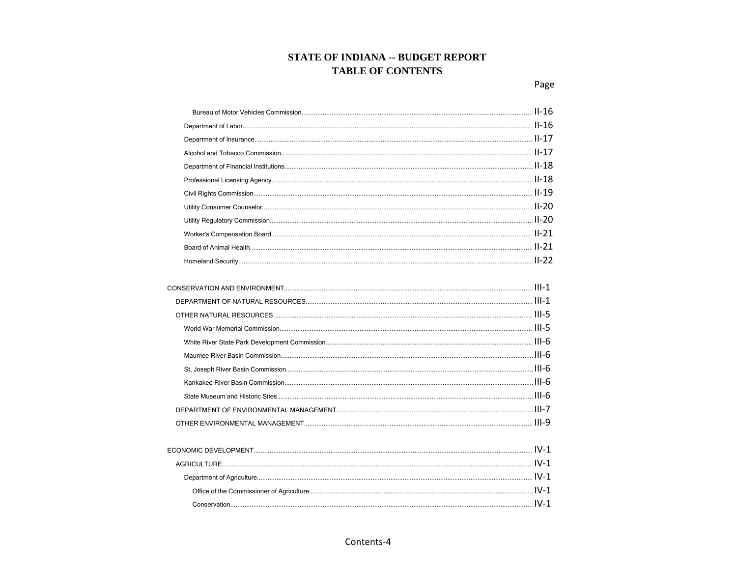# STATE OF INDIANA -- BUDGET REPORT
## TABLE OF CONTENTS

| | Page |
|---|---|
| Bureau of Motor Vehicles Commission | II-16 |
| Department of Labor | II-16 |
| Department of Insurance | II-17 |
| Alcohol and Tobacco Commission | II-17 |
| Department of Financial Institutions | II-18 |
| Professional Licensing Agency | II-18 |
| Civil Rights Commission | II-19 |
| Utility Consumer Counselor | II-20 |
| Utility Regulatory Commission | II-20 |
| Worker's Compensation Board | II-21 |
| Board of Animal Health | II-21 |
| Homeland Security | II-22 |
| | |
| CONSERVATION AND ENVIRONMENT | III-1 |
| DEPARTMENT OF NATURAL RESOURCES | III-1 |
| OTHER NATURAL RESOURCES | III-5 |
| World War Memorial Commission | III-5 |
| White River State Park Development Commission | III-6 |
| Maumee River Basin Commission | III-6 |
| St. Joseph River Basin Commission | III-6 |
| Kankakee River Basin Commission | III-6 |
| State Museum and Historic Sites | III-6 |
| DEPARTMENT OF ENVIRONMENTAL MANAGEMENT | III-7 |
| OTHER ENVIRONMENTAL MANAGEMENT | III-9 |
| | |
| ECONOMIC DEVELOPMENT | IV-1 |
| AGRICULTURE | IV-1 |
| Department of Agriculture | IV-1 |
| Office of the Commissioner of Agriculture | IV-1 |
| Conservation | IV-1 |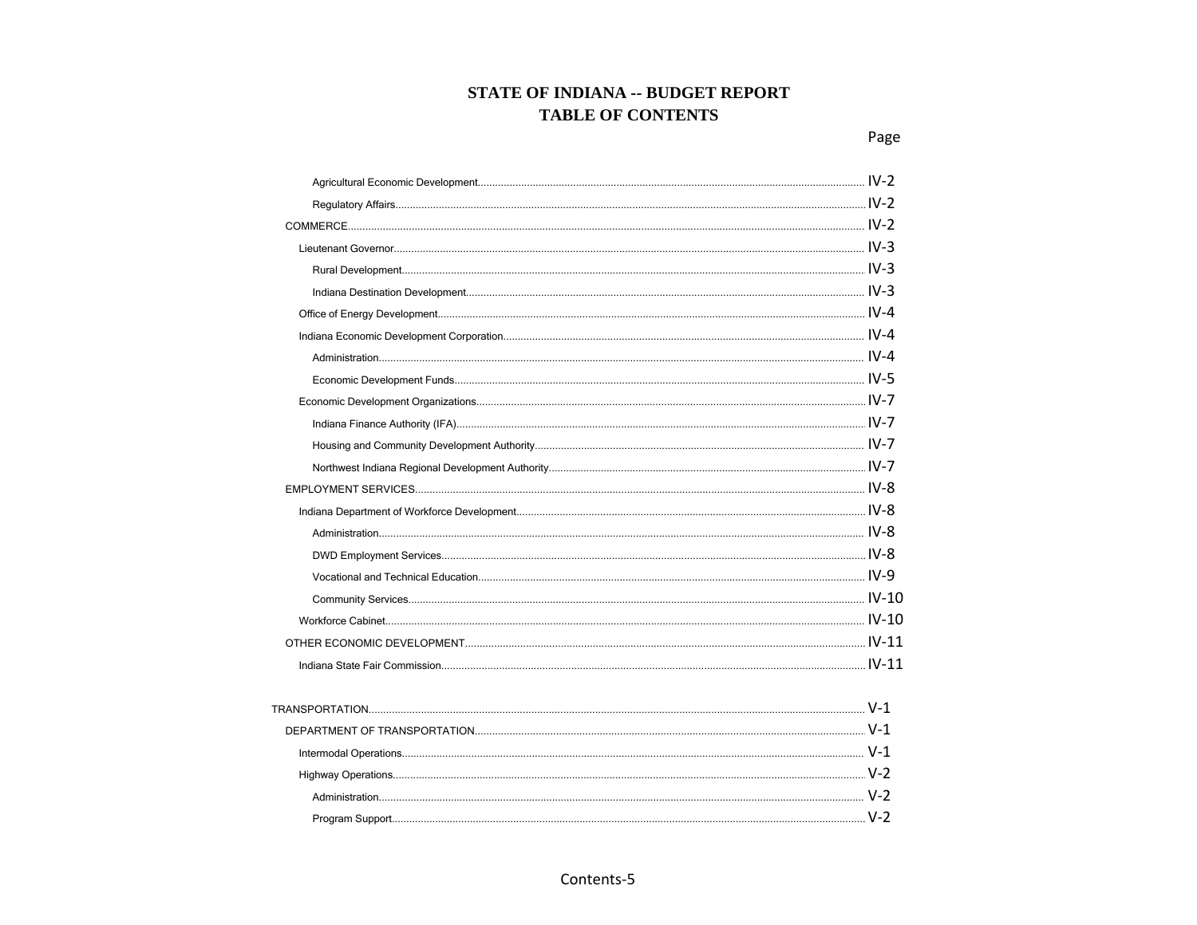# STATE OF INDIANA -- BUDGET REPORT
## TABLE OF CONTENTS

| | Page |
|---|---|
| Agricultural Economic Development | IV-2 |
| Regulatory Affairs | IV-2 |
| COMMERCE | IV-2 |
| Lieutenant Governor | IV-3 |
| Rural Development | IV-3 |
| Indiana Destination Development | IV-3 |
| Office of Energy Development | IV-4 |
| Indiana Economic Development Corporation | IV-4 |
| Administration | IV-4 |
| Economic Development Funds | IV-5 |
| Economic Development Organizations | IV-7 |
| Indiana Finance Authority (IFA) | IV-7 |
| Housing and Community Development Authority | IV-7 |
| Northwest Indiana Regional Development Authority | IV-7 |
| EMPLOYMENT SERVICES | IV-8 |
| Indiana Department of Workforce Development | IV-8 |
| Administration | IV-8 |
| DWD Employment Services | IV-8 |
| Vocational and Technical Education | IV-9 |
| Community Services | IV-10 |
| Workforce Cabinet | IV-10 |
| OTHER ECONOMIC DEVELOPMENT | IV-11 |
| Indiana State Fair Commission | IV-11 |
| | |
| TRANSPORTATION | V-1 |
| DEPARTMENT OF TRANSPORTATION | V-1 |
| Intermodal Operations | V-1 |
| Highway Operations | V-2 |
| Administration | V-2 |
| Program Support | V-2 |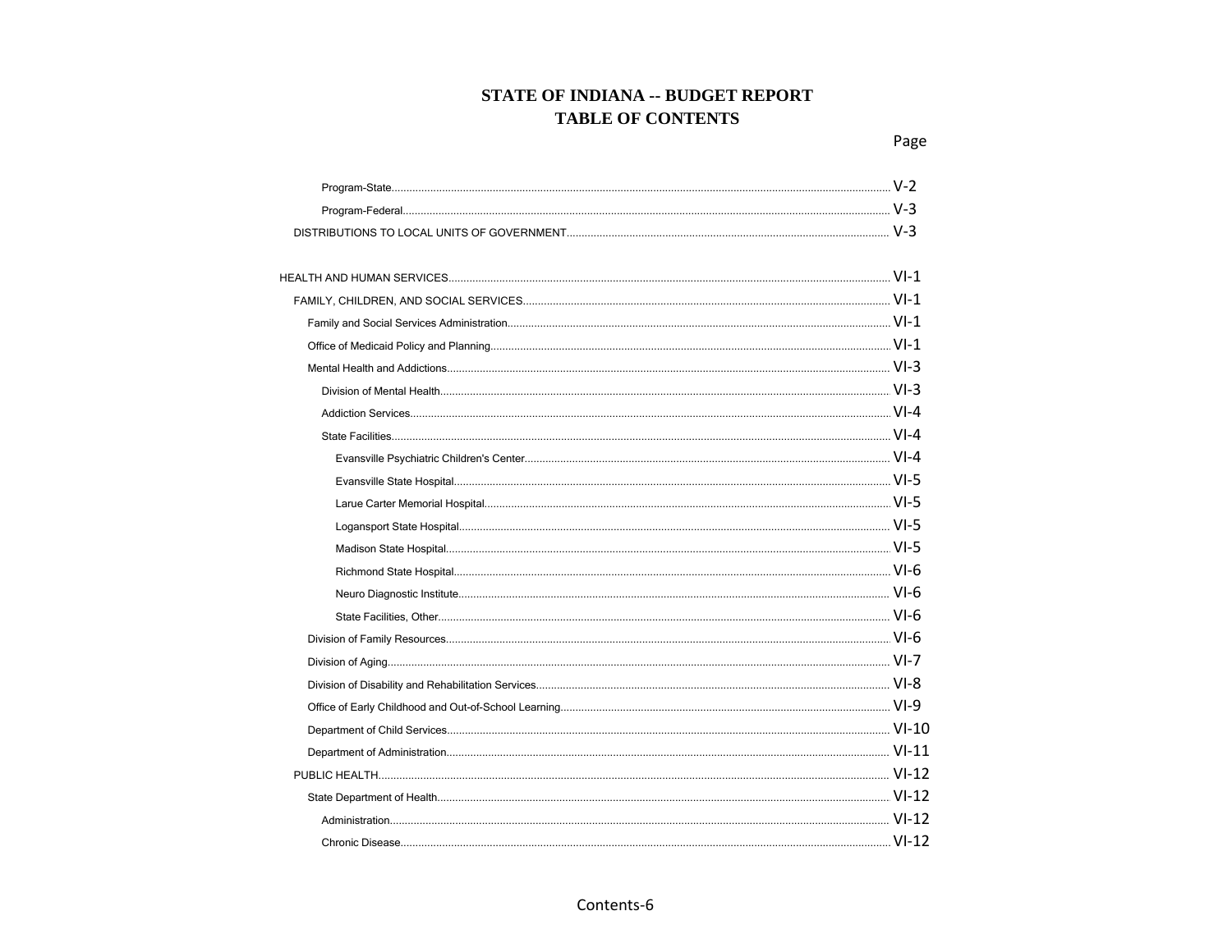# STATE OF INDIANA -- BUDGET REPORT
## TABLE OF CONTENTS

| | Page |
|---|---|
| Program-State | V-2 |
| Program-Federal | V-3 |
| DISTRIBUTIONS TO LOCAL UNITS OF GOVERNMENT | V-3 |
| | |
| HEALTH AND HUMAN SERVICES | VI-1 |
| FAMILY, CHILDREN, AND SOCIAL SERVICES | VI-1 |
| Family and Social Services Administration | VI-1 |
| Office of Medicaid Policy and Planning | VI-1 |
| Mental Health and Addictions | VI-3 |
| Division of Mental Health | VI-3 |
| Addiction Services | VI-4 |
| State Facilities | VI-4 |
| Evansville Psychiatric Children's Center | VI-4 |
| Evansville State Hospital | VI-5 |
| Larue Carter Memorial Hospital | VI-5 |
| Logansport State Hospital | VI-5 |
| Madison State Hospital | VI-5 |
| Richmond State Hospital | VI-6 |
| Neuro Diagnostic Institute | VI-6 |
| State Facilities, Other | VI-6 |
| Division of Family Resources | VI-6 |
| Division of Aging | VI-7 |
| Division of Disability and Rehabilitation Services | VI-8 |
| Office of Early Childhood and Out-of-School Learning | VI-9 |
| Department of Child Services | VI-10 |
| Department of Administration | VI-11 |
| PUBLIC HEALTH | VI-12 |
| State Department of Health | VI-12 |
| Administration | VI-12 |
| Chronic Disease | VI-12 |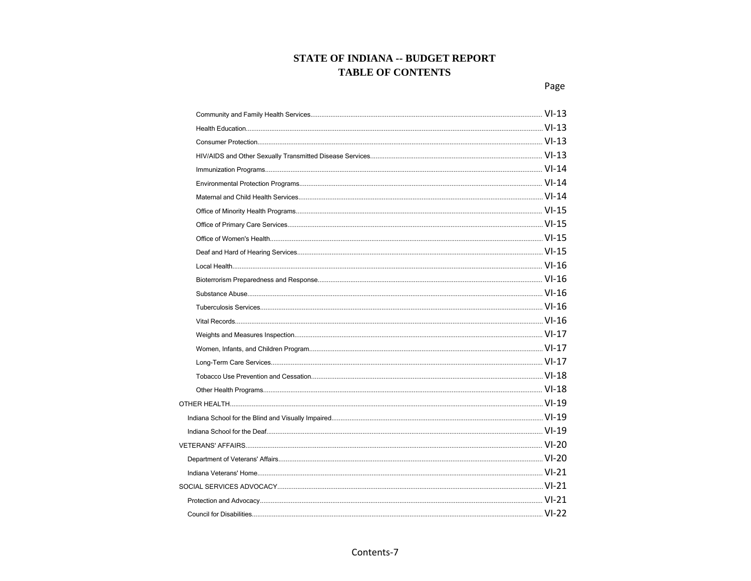# STATE OF INDIANA -- BUDGET REPORT
## TABLE OF CONTENTS

| | Page |
|---|---|
| Community and Family Health Services | VI-13 |
| Health Education | VI-13 |
| Consumer Protection | VI-13 |
| HIV/AIDS and Other Sexually Transmitted Disease Services | VI-13 |
| Immunization Programs | VI-14 |
| Environmental Protection Programs | VI-14 |
| Maternal and Child Health Services | VI-14 |
| Office of Minority Health Programs | VI-15 |
| Office of Primary Care Services | VI-15 |
| Office of Women's Health | VI-15 |
| Deaf and Hard of Hearing Services | VI-15 |
| Local Health | VI-16 |
| Bioterrorism Preparedness and Response | VI-16 |
| Substance Abuse | VI-16 |
| Tuberculosis Services | VI-16 |
| Vital Records | VI-16 |
| Weights and Measures Inspection | VI-17 |
| Women, Infants, and Children Program | VI-17 |
| Long-Term Care Services | VI-17 |
| Tobacco Use Prevention and Cessation | VI-18 |
| Other Health Programs | VI-18 |
| OTHER HEALTH | VI-19 |
| Indiana School for the Blind and Visually Impaired | VI-19 |
| Indiana School for the Deaf | VI-19 |
| VETERANS' AFFAIRS | VI-20 |
| Department of Veterans' Affairs | VI-20 |
| Indiana Veterans' Home | VI-21 |
| SOCIAL SERVICES ADVOCACY | VI-21 |
| Protection and Advocacy | VI-21 |
| Council for Disabilities | VI-22 |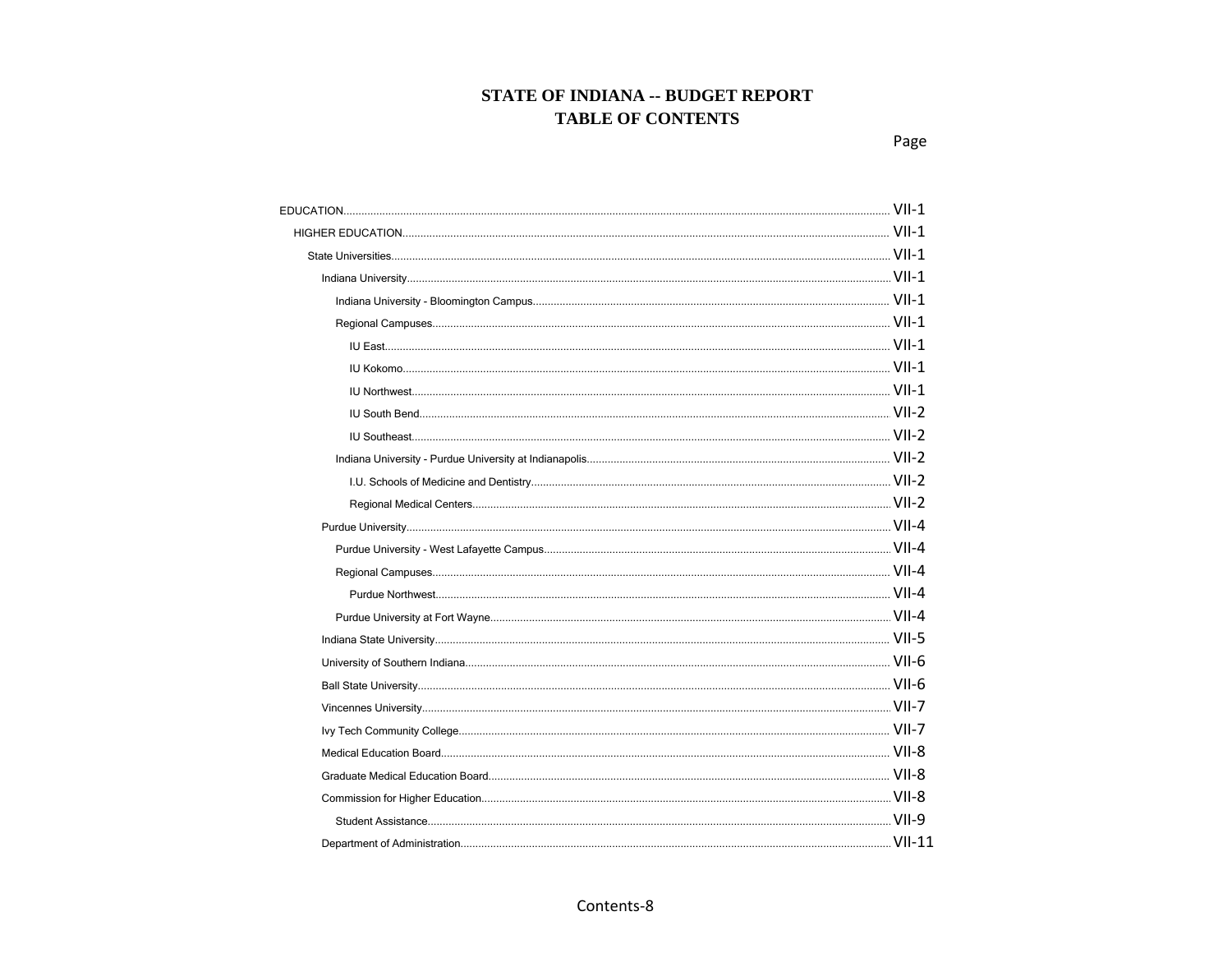# STATE OF INDIANA -- BUDGET REPORT
## TABLE OF CONTENTS

| | Page |
|---|---|
| EDUCATION | VII-1 |
| HIGHER EDUCATION | VII-1 |
| State Universities | VII-1 |
| Indiana University | VII-1 |
| Indiana University - Bloomington Campus | VII-1 |
| Regional Campuses | VII-1 |
| IU East | VII-1 |
| IU Kokomo | VII-1 |
| IU Northwest | VII-1 |
| IU South Bend | VII-2 |
| IU Southeast | VII-2 |
| Indiana University - Purdue University at Indianapolis | VII-2 |
| I.U. Schools of Medicine and Dentistry | VII-2 |
| Regional Medical Centers | VII-2 |
| Purdue University | VII-4 |
| Purdue University - West Lafayette Campus | VII-4 |
| Regional Campuses | VII-4 |
| Purdue Northwest | VII-4 |
| Purdue University at Fort Wayne | VII-4 |
| Indiana State University | VII-5 |
| University of Southern Indiana | VII-6 |
| Ball State University | VII-6 |
| Vincennes University | VII-7 |
| Ivy Tech Community College | VII-7 |
| Medical Education Board | VII-8 |
| Graduate Medical Education Board | VII-8 |
| Commission for Higher Education | VII-8 |
| Student Assistance | VII-9 |
| Department of Administration | VII-11 |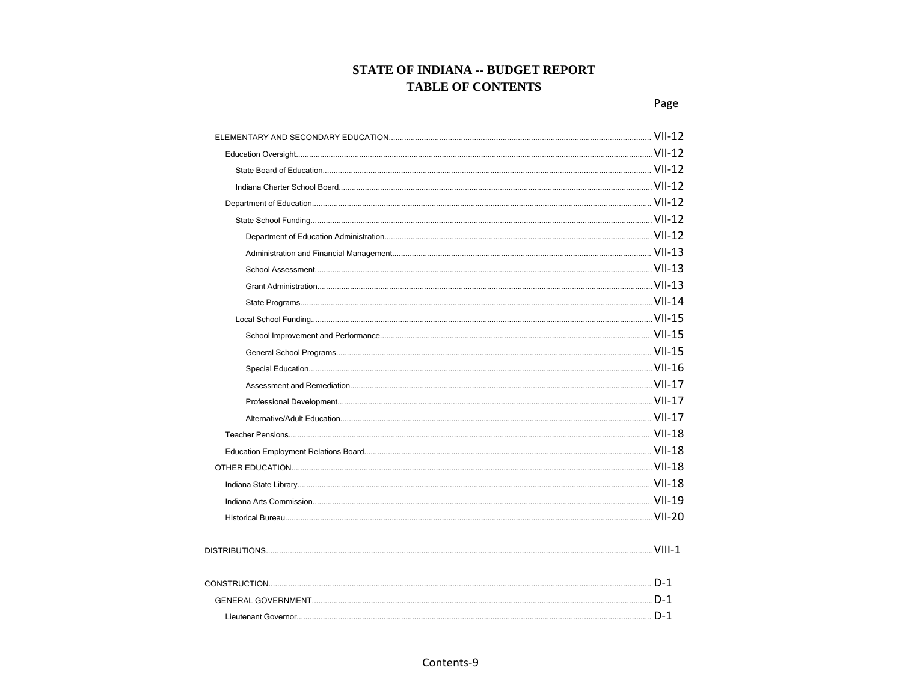# STATE OF INDIANA -- BUDGET REPORT
## TABLE OF CONTENTS

| | Page |
|---|---|
| ELEMENTARY AND SECONDARY EDUCATION | VII-12 |
| Education Oversight | VII-12 |
| State Board of Education | VII-12 |
| Indiana Charter School Board | VII-12 |
| Department of Education | VII-12 |
| State School Funding | VII-12 |
| Department of Education Administration | VII-12 |
| Administration and Financial Management | VII-13 |
| School Assessment | VII-13 |
| Grant Administration | VII-13 |
| State Programs | VII-14 |
| Local School Funding | VII-15 |
| School Improvement and Performance | VII-15 |
| General School Programs | VII-15 |
| Special Education | VII-16 |
| Assessment and Remediation | VII-17 |
| Professional Development | VII-17 |
| Alternative/Adult Education | VII-17 |
| Teacher Pensions | VII-18 |
| Education Employment Relations Board | VII-18 |
| OTHER EDUCATION | VII-18 |
| Indiana State Library | VII-18 |
| Indiana Arts Commission | VII-19 |
| Historical Bureau | VII-20 |
| DISTRIBUTIONS | VIII-1 |
| CONSTRUCTION | D-1 |
| GENERAL GOVERNMENT | D-1 |
| Lieutenant Governor | D-1 |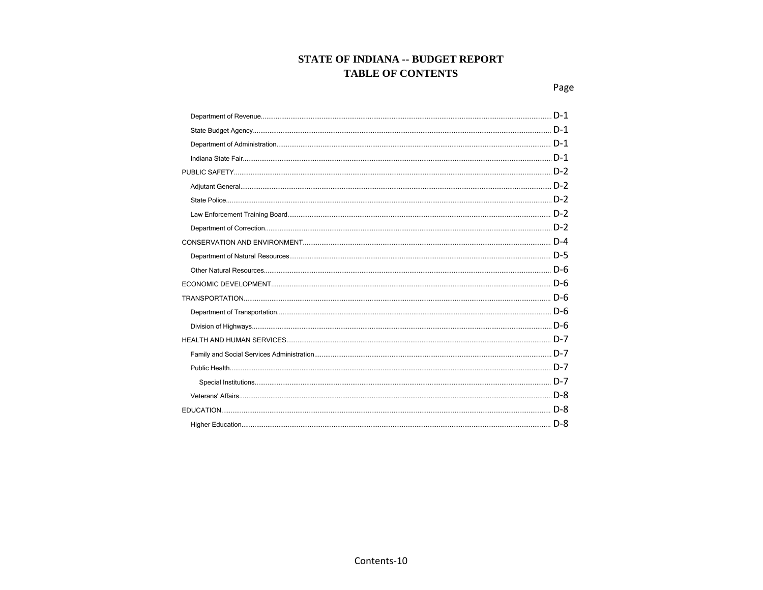# STATE OF INDIANA -- BUDGET REPORT
## TABLE OF CONTENTS

| | Page |
|---|---|
| Department of Revenue | D-1 |
| State Budget Agency | D-1 |
| Department of Administration | D-1 |
| Indiana State Fair | D-1 |
| PUBLIC SAFETY | D-2 |
| Adjutant General | D-2 |
| State Police | D-2 |
| Law Enforcement Training Board | D-2 |
| Department of Correction | D-2 |
| CONSERVATION AND ENVIRONMENT | D-4 |
| Department of Natural Resources | D-5 |
| Other Natural Resources | D-6 |
| ECONOMIC DEVELOPMENT | D-6 |
| TRANSPORTATION | D-6 |
| Department of Transportation | D-6 |
| Division of Highways | D-6 |
| HEALTH AND HUMAN SERVICES | D-7 |
| Family and Social Services Administration | D-7 |
| Public Health | D-7 |
| Special Institutions | D-7 |
| Veterans' Affairs | D-8 |
| EDUCATION | D-8 |
| Higher Education | D-8 |